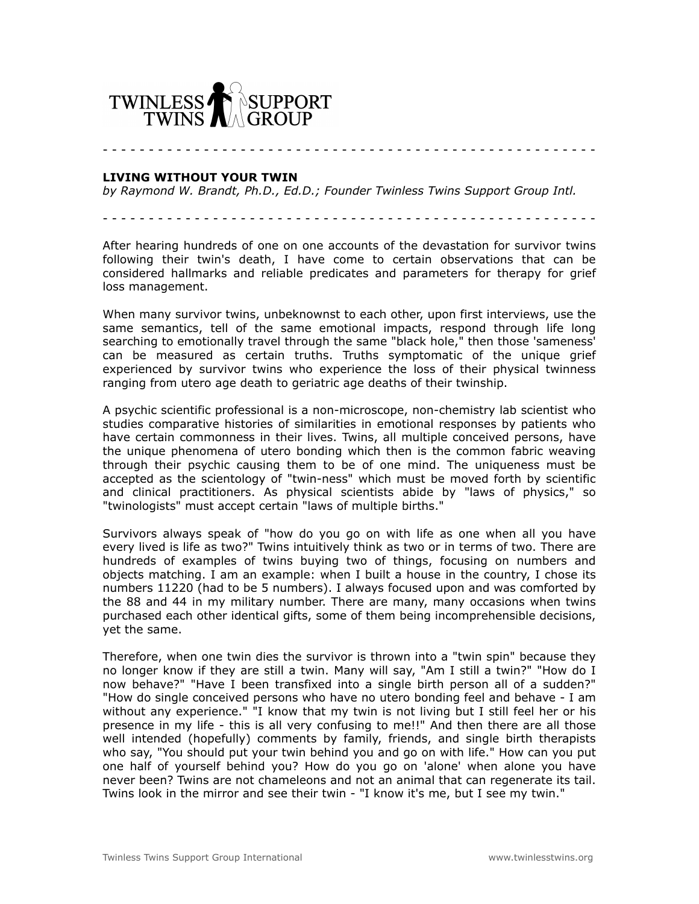TWINLESS TWINS SUPPORT GROUP

- - - - - - - - - - - - - - - - - - - - - - - - - - - - - - - - - - - - - - - - - - - - - - - - - - - - -

**LIVING WITHOUT YOUR TWIN**
*by Raymond W. Brandt, Ph.D., Ed.D.; Founder Twinless Twins Support Group Intl.*

- - - - - - - - - - - - - - - - - - - - - - - - - - - - - - - - - - - - - - - - - - - - - - - - - - - - -

After hearing hundreds of one on one accounts of the devastation for survivor twins following their twin's death, I have come to certain observations that can be considered hallmarks and reliable predicates and parameters for therapy for grief loss management.

When many survivor twins, unbeknownst to each other, upon first interviews, use the same semantics, tell of the same emotional impacts, respond through life long searching to emotionally travel through the same "black hole," then those 'sameness' can be measured as certain truths. Truths symptomatic of the unique grief experienced by survivor twins who experience the loss of their physical twinness ranging from utero age death to geriatric age deaths of their twinship.

A psychic scientific professional is a non-microscope, non-chemistry lab scientist who studies comparative histories of similarities in emotional responses by patients who have certain commonness in their lives. Twins, all multiple conceived persons, have the unique phenomena of utero bonding which then is the common fabric weaving through their psychic causing them to be of one mind. The uniqueness must be accepted as the scientology of "twin-ness" which must be moved forth by scientific and clinical practitioners. As physical scientists abide by "laws of physics," so "twinologists" must accept certain "laws of multiple births."

Survivors always speak of "how do you go on with life as one when all you have every lived is life as two?" Twins intuitively think as two or in terms of two. There are hundreds of examples of twins buying two of things, focusing on numbers and objects matching. I am an example: when I built a house in the country, I chose its numbers 11220 (had to be 5 numbers). I always focused upon and was comforted by the 88 and 44 in my military number. There are many, many occasions when twins purchased each other identical gifts, some of them being incomprehensible decisions, yet the same.

Therefore, when one twin dies the survivor is thrown into a "twin spin" because they no longer know if they are still a twin. Many will say, "Am I still a twin?" "How do I now behave?" "Have I been transfixed into a single birth person all of a sudden?" "How do single conceived persons who have no utero bonding feel and behave - I am without any experience." "I know that my twin is not living but I still feel her or his presence in my life - this is all very confusing to me!!" And then there are all those well intended (hopefully) comments by family, friends, and single birth therapists who say, "You should put your twin behind you and go on with life." How can you put one half of yourself behind you? How do you go on 'alone' when alone you have never been? Twins are not chameleons and not an animal that can regenerate its tail. Twins look in the mirror and see their twin - "I know it's me, but I see my twin."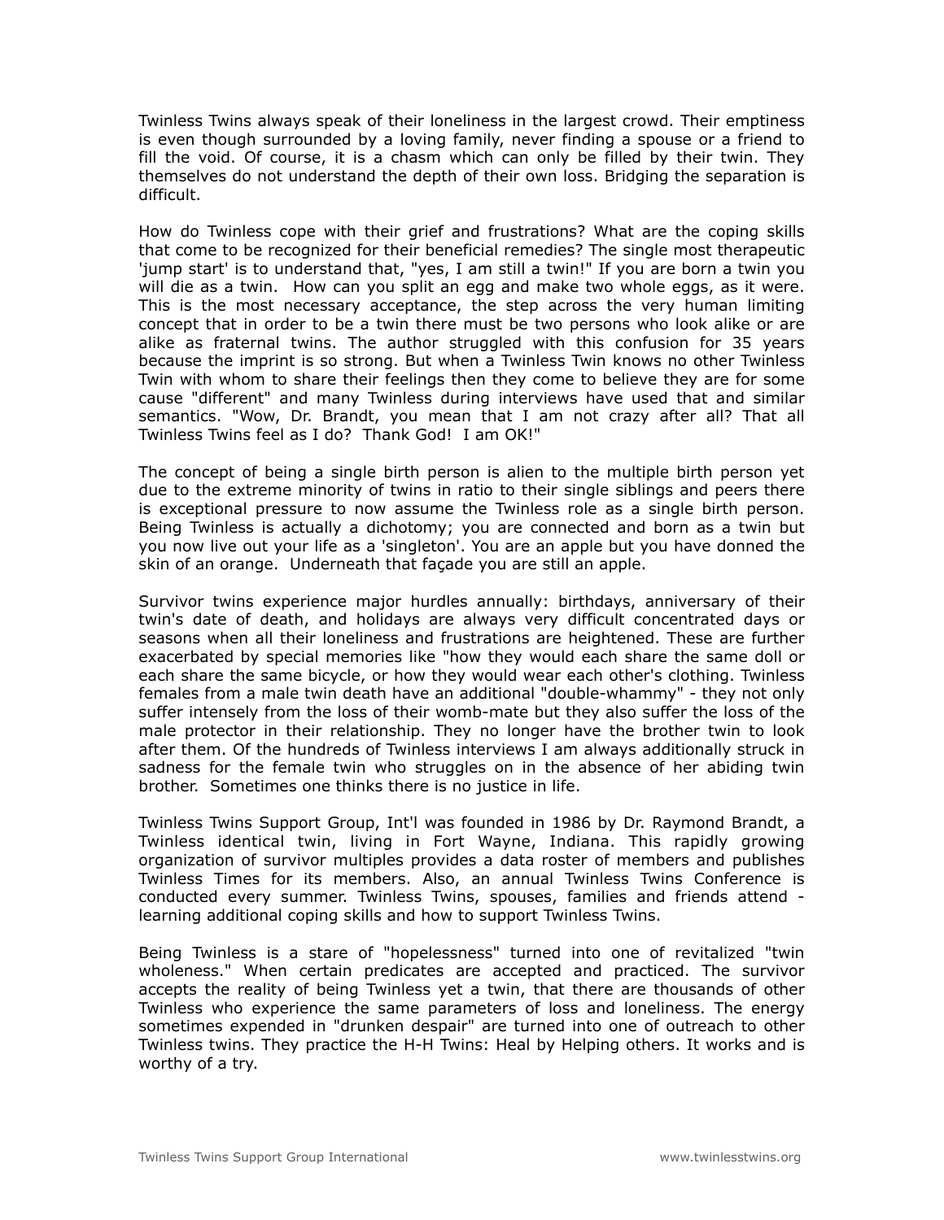Twinless Twins always speak of their loneliness in the largest crowd. Their emptiness is even though surrounded by a loving family, never finding a spouse or a friend to fill the void. Of course, it is a chasm which can only be filled by their twin. They themselves do not understand the depth of their own loss. Bridging the separation is difficult.

How do Twinless cope with their grief and frustrations? What are the coping skills that come to be recognized for their beneficial remedies? The single most therapeutic 'jump start' is to understand that, "yes, I am still a twin!" If you are born a twin you will die as a twin. How can you split an egg and make two whole eggs, as it were. This is the most necessary acceptance, the step across the very human limiting concept that in order to be a twin there must be two persons who look alike or are alike as fraternal twins. The author struggled with this confusion for 35 years because the imprint is so strong. But when a Twinless Twin knows no other Twinless Twin with whom to share their feelings then they come to believe they are for some cause "different" and many Twinless during interviews have used that and similar semantics. "Wow, Dr. Brandt, you mean that I am not crazy after all? That all Twinless Twins feel as I do? Thank God! I am OK!"

The concept of being a single birth person is alien to the multiple birth person yet due to the extreme minority of twins in ratio to their single siblings and peers there is exceptional pressure to now assume the Twinless role as a single birth person. Being Twinless is actually a dichotomy; you are connected and born as a twin but you now live out your life as a 'singleton'. You are an apple but you have donned the skin of an orange. Underneath that façade you are still an apple.

Survivor twins experience major hurdles annually: birthdays, anniversary of their twin's date of death, and holidays are always very difficult concentrated days or seasons when all their loneliness and frustrations are heightened. These are further exacerbated by special memories like "how they would each share the same doll or each share the same bicycle, or how they would wear each other's clothing. Twinless females from a male twin death have an additional "double-whammy" - they not only suffer intensely from the loss of their womb-mate but they also suffer the loss of the male protector in their relationship. They no longer have the brother twin to look after them. Of the hundreds of Twinless interviews I am always additionally struck in sadness for the female twin who struggles on in the absence of her abiding twin brother. Sometimes one thinks there is no justice in life.

Twinless Twins Support Group, Int'l was founded in 1986 by Dr. Raymond Brandt, a Twinless identical twin, living in Fort Wayne, Indiana. This rapidly growing organization of survivor multiples provides a data roster of members and publishes Twinless Times for its members. Also, an annual Twinless Twins Conference is conducted every summer. Twinless Twins, spouses, families and friends attend - learning additional coping skills and how to support Twinless Twins.

Being Twinless is a stare of "hopelessness" turned into one of revitalized "twin wholeness." When certain predicates are accepted and practiced. The survivor accepts the reality of being Twinless yet a twin, that there are thousands of other Twinless who experience the same parameters of loss and loneliness. The energy sometimes expended in "drunken despair" are turned into one of outreach to other Twinless twins. They practice the H-H Twins: Heal by Helping others. It works and is worthy of a try.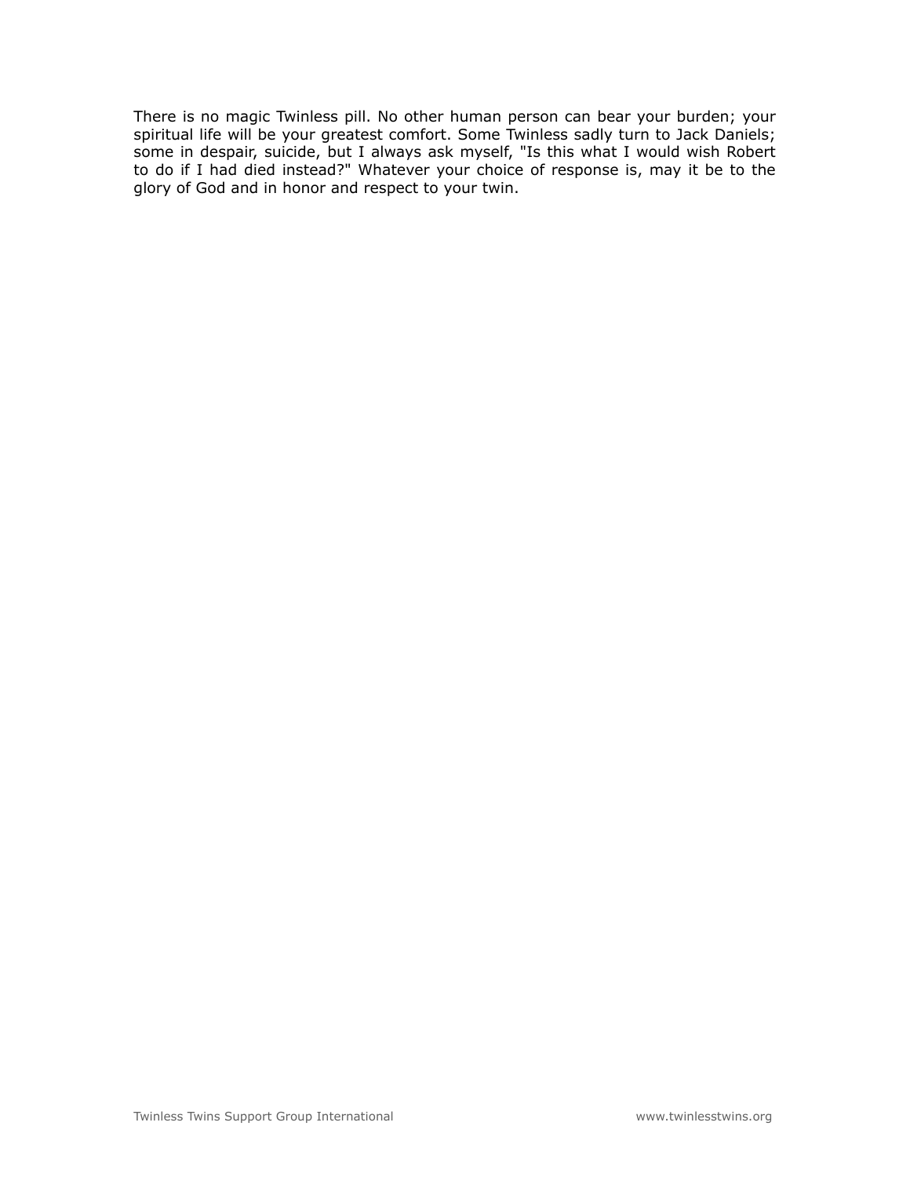There is no magic Twinless pill. No other human person can bear your burden; your spiritual life will be your greatest comfort. Some Twinless sadly turn to Jack Daniels; some in despair, suicide, but I always ask myself, "Is this what I would wish Robert to do if I had died instead?" Whatever your choice of response is, may it be to the glory of God and in honor and respect to your twin.